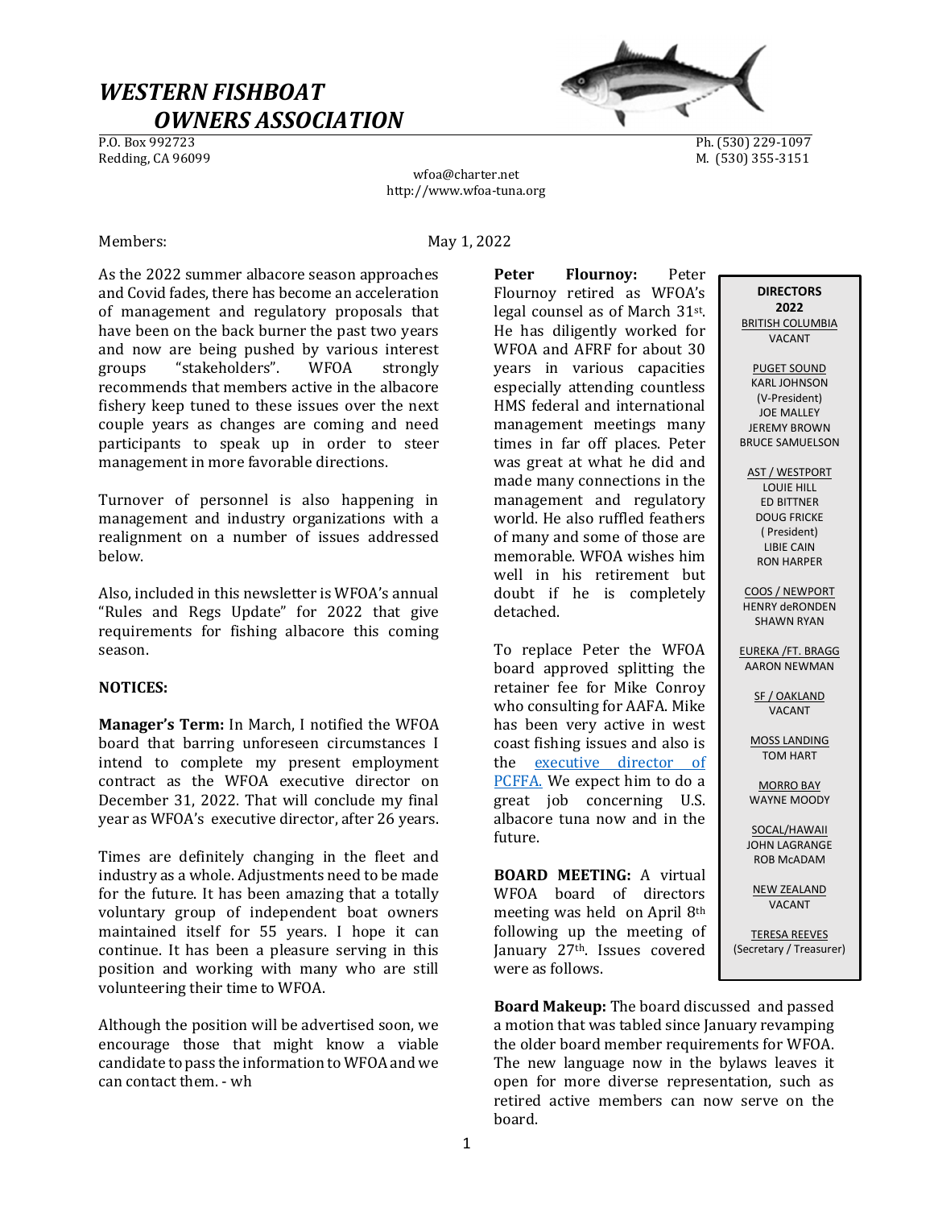# *WESTERN FISHBOAT OWNERS ASSOCIATION*

P.O. Box 992723
Redding, CA 96099

Ph. (530) 229-1097
M. (530) 355-3151

wfoa@charter.net
http://www.wfoa-tuna.org

Members: May 1, 2022

As the 2022 summer albacore season approaches and Covid fades, there has become an acceleration of management and regulatory proposals that have been on the back burner the past two years and now are being pushed by various interest groups "stakeholders". WFOA strongly recommends that members active in the albacore fishery keep tuned to these issues over the next couple years as changes are coming and need participants to speak up in order to steer management in more favorable directions.

Turnover of personnel is also happening in management and industry organizations with a realignment on a number of issues addressed below.

Also, included in this newsletter is WFOA's annual "Rules and Regs Update" for 2022 that give requirements for fishing albacore this coming season.

**NOTICES:**

**Manager's Term:** In March, I notified the WFOA board that barring unforeseen circumstances I intend to complete my present employment contract as the WFOA executive director on December 31, 2022. That will conclude my final year as WFOA's executive director, after 26 years.

Times are definitely changing in the fleet and industry as a whole. Adjustments need to be made for the future. It has been amazing that a totally voluntary group of independent boat owners maintained itself for 55 years. I hope it can continue. It has been a pleasure serving in this position and working with many who are still volunteering their time to WFOA.

Although the position will be advertised soon, we encourage those that might know a viable candidate to pass the information to WFOA and we can contact them. - wh

**Peter Flournoy:** Peter Flournoy retired as WFOA's legal counsel as of March 31st. He has diligently worked for WFOA and AFRF for about 30 years in various capacities especially attending countless HMS federal and international management meetings many times in far off places. Peter was great at what he did and made many connections in the management and regulatory world. He also ruffled feathers of many and some of those are memorable. WFOA wishes him well in his retirement but doubt if he is completely detached.

To replace Peter the WFOA board approved splitting the retainer fee for Mike Conroy who consulting for AAFA. Mike has been very active in west coast fishing issues and also is the executive director of PCFFA. We expect him to do a great job concerning U.S. albacore tuna now and in the future.

**BOARD MEETING:** A virtual WFOA board of directors meeting was held on April 8th following up the meeting of January 27th. Issues covered were as follows.

**Board Makeup:** The board discussed and passed a motion that was tabled since January revamping the older board member requirements for WFOA. The new language now in the bylaws leaves it open for more diverse representation, such as retired active members can now serve on the board.

**DIRECTORS 2022**

BRITISH COLUMBIA
VACANT

PUGET SOUND
KARL JOHNSON (V-President)
JOE MALLEY
JEREMY BROWN
BRUCE SAMUELSON

AST / WESTPORT
LOUIE HILL
ED BITTNER
DOUG FRICKE (President)
LIBIE CAIN
RON HARPER

COOS / NEWPORT
HENRY deRONDEN
SHAWN RYAN

EUREKA /FT. BRAGG
AARON NEWMAN

SF / OAKLAND
VACANT

MOSS LANDING
TOM HART

MORRO BAY
WAYNE MOODY

SOCAL/HAWAII
JOHN LAGRANGE
ROB McADAM

NEW ZEALAND
VACANT

TERESA REEVES
(Secretary / Treasurer)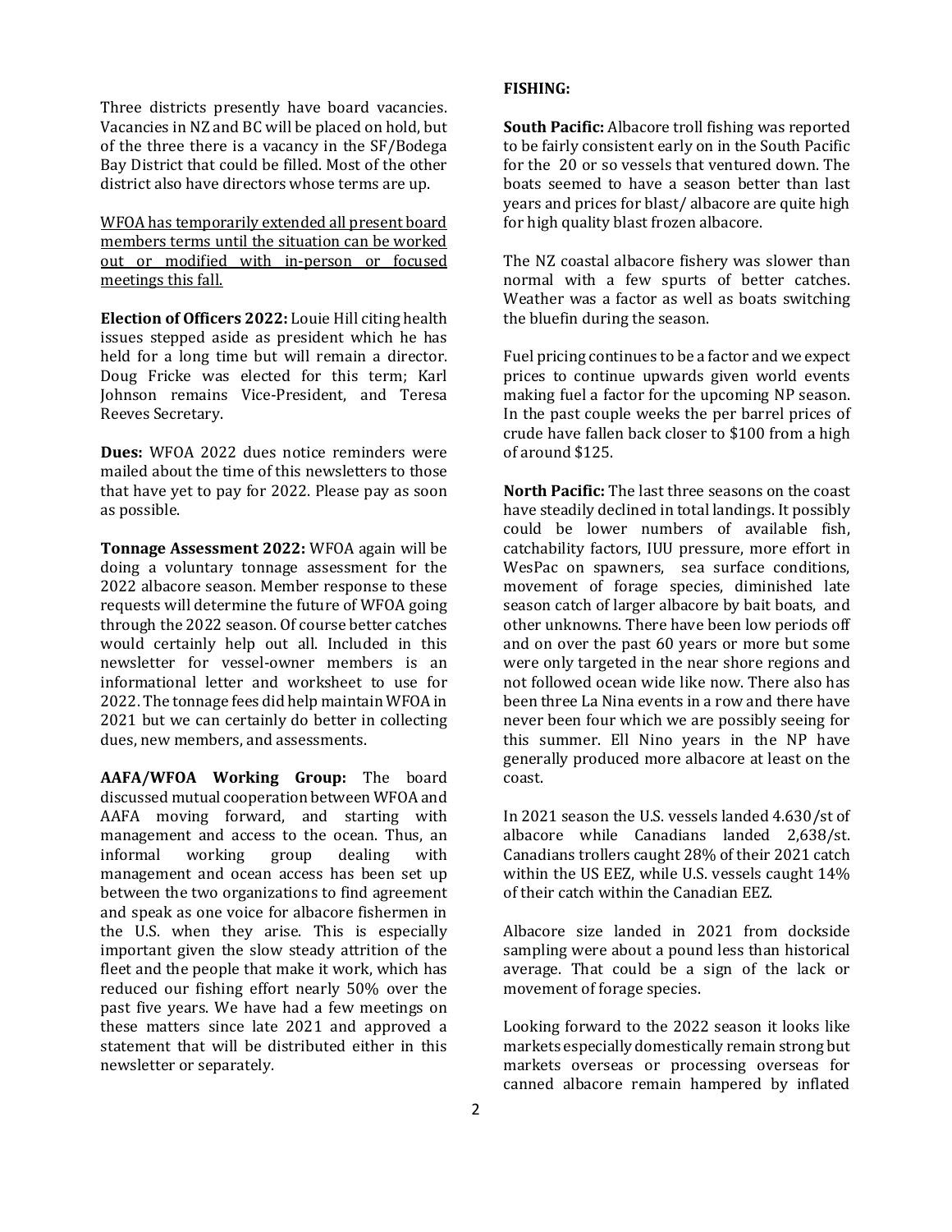Three districts presently have board vacancies. Vacancies in NZ and BC will be placed on hold, but of the three there is a vacancy in the SF/Bodega Bay District that could be filled. Most of the other district also have directors whose terms are up.

<u>WFOA has temporarily extended all present board members terms until the situation can be worked out or modified with in-person or focused meetings this fall.</u>

**Election of Officers 2022:** Louie Hill citing health issues stepped aside as president which he has held for a long time but will remain a director. Doug Fricke was elected for this term; Karl Johnson remains Vice-President, and Teresa Reeves Secretary.

**Dues:** WFOA 2022 dues notice reminders were mailed about the time of this newsletters to those that have yet to pay for 2022. Please pay as soon as possible.

**Tonnage Assessment 2022:** WFOA again will be doing a voluntary tonnage assessment for the 2022 albacore season. Member response to these requests will determine the future of WFOA going through the 2022 season. Of course better catches would certainly help out all. Included in this newsletter for vessel-owner members is an informational letter and worksheet to use for 2022. The tonnage fees did help maintain WFOA in 2021 but we can certainly do better in collecting dues, new members, and assessments.

**AAFA/WFOA Working Group:** The board discussed mutual cooperation between WFOA and AAFA moving forward, and starting with management and access to the ocean. Thus, an informal working group dealing with management and ocean access has been set up between the two organizations to find agreement and speak as one voice for albacore fishermen in the U.S. when they arise. This is especially important given the slow steady attrition of the fleet and the people that make it work, which has reduced our fishing effort nearly 50% over the past five years. We have had a few meetings on these matters since late 2021 and approved a statement that will be distributed either in this newsletter or separately.

**FISHING:**

**South Pacific:** Albacore troll fishing was reported to be fairly consistent early on in the South Pacific for the 20 or so vessels that ventured down. The boats seemed to have a season better than last years and prices for blast/ albacore are quite high for high quality blast frozen albacore.

The NZ coastal albacore fishery was slower than normal with a few spurts of better catches. Weather was a factor as well as boats switching the bluefin during the season.

Fuel pricing continues to be a factor and we expect prices to continue upwards given world events making fuel a factor for the upcoming NP season. In the past couple weeks the per barrel prices of crude have fallen back closer to $100 from a high of around $125.

**North Pacific:** The last three seasons on the coast have steadily declined in total landings. It possibly could be lower numbers of available fish, catchability factors, IUU pressure, more effort in WesPac on spawners, sea surface conditions, movement of forage species, diminished late season catch of larger albacore by bait boats, and other unknowns. There have been low periods off and on over the past 60 years or more but some were only targeted in the near shore regions and not followed ocean wide like now. There also has been three La Nina events in a row and there have never been four which we are possibly seeing for this summer. Ell Nino years in the NP have generally produced more albacore at least on the coast.

In 2021 season the U.S. vessels landed 4.630/st of albacore while Canadians landed 2,638/st. Canadians trollers caught 28% of their 2021 catch within the US EEZ, while U.S. vessels caught 14% of their catch within the Canadian EEZ.

Albacore size landed in 2021 from dockside sampling were about a pound less than historical average. That could be a sign of the lack or movement of forage species.

Looking forward to the 2022 season it looks like markets especially domestically remain strong but markets overseas or processing overseas for canned albacore remain hampered by inflated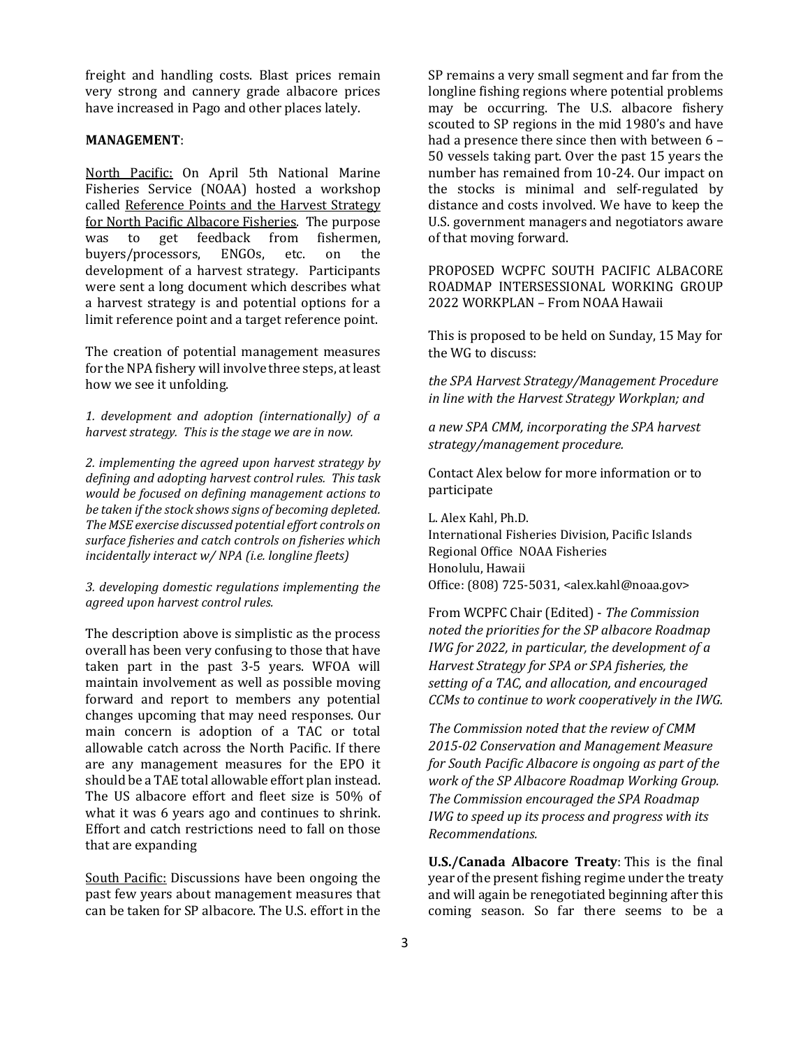freight and handling costs. Blast prices remain very strong and cannery grade albacore prices have increased in Pago and other places lately.

**MANAGEMENT**:

North Pacific: On April 5th National Marine Fisheries Service (NOAA) hosted a workshop called Reference Points and the Harvest Strategy for North Pacific Albacore Fisheries. The purpose was to get feedback from fishermen, buyers/processors, ENGOs, etc. on the development of a harvest strategy. Participants were sent a long document which describes what a harvest strategy is and potential options for a limit reference point and a target reference point.

The creation of potential management measures for the NPA fishery will involve three steps, at least how we see it unfolding.

*1. development and adoption (internationally) of a harvest strategy. This is the stage we are in now.*

*2. implementing the agreed upon harvest strategy by defining and adopting harvest control rules. This task would be focused on defining management actions to be taken if the stock shows signs of becoming depleted. The MSE exercise discussed potential effort controls on surface fisheries and catch controls on fisheries which incidentally interact w/ NPA (i.e. longline fleets)*

*3. developing domestic regulations implementing the agreed upon harvest control rules.*

The description above is simplistic as the process overall has been very confusing to those that have taken part in the past 3-5 years. WFOA will maintain involvement as well as possible moving forward and report to members any potential changes upcoming that may need responses. Our main concern is adoption of a TAC or total allowable catch across the North Pacific. If there are any management measures for the EPO it should be a TAE total allowable effort plan instead. The US albacore effort and fleet size is 50% of what it was 6 years ago and continues to shrink. Effort and catch restrictions need to fall on those that are expanding

South Pacific: Discussions have been ongoing the past few years about management measures that can be taken for SP albacore. The U.S. effort in the SP remains a very small segment and far from the longline fishing regions where potential problems may be occurring. The U.S. albacore fishery scouted to SP regions in the mid 1980's and have had a presence there since then with between 6 – 50 vessels taking part. Over the past 15 years the number has remained from 10-24. Our impact on the stocks is minimal and self-regulated by distance and costs involved. We have to keep the U.S. government managers and negotiators aware of that moving forward.

PROPOSED WCPFC SOUTH PACIFIC ALBACORE ROADMAP INTERSESSIONAL WORKING GROUP 2022 WORKPLAN – From NOAA Hawaii

This is proposed to be held on Sunday, 15 May for the WG to discuss:

*the SPA Harvest Strategy/Management Procedure in line with the Harvest Strategy Workplan; and*

*a new SPA CMM, incorporating the SPA harvest strategy/management procedure.*

Contact Alex below for more information or to participate

L. Alex Kahl, Ph.D.
International Fisheries Division, Pacific Islands Regional Office NOAA Fisheries
Honolulu, Hawaii
Office: (808) 725-5031, <alex.kahl@noaa.gov>

From WCPFC Chair (Edited) - *The Commission noted the priorities for the SP albacore Roadmap IWG for 2022, in particular, the development of a Harvest Strategy for SPA or SPA fisheries, the setting of a TAC, and allocation, and encouraged CCMs to continue to work cooperatively in the IWG.*

*The Commission noted that the review of CMM 2015-02 Conservation and Management Measure for South Pacific Albacore is ongoing as part of the work of the SP Albacore Roadmap Working Group. The Commission encouraged the SPA Roadmap IWG to speed up its process and progress with its Recommendations.*

**U.S./Canada Albacore Treaty**: This is the final year of the present fishing regime under the treaty and will again be renegotiated beginning after this coming season. So far there seems to be a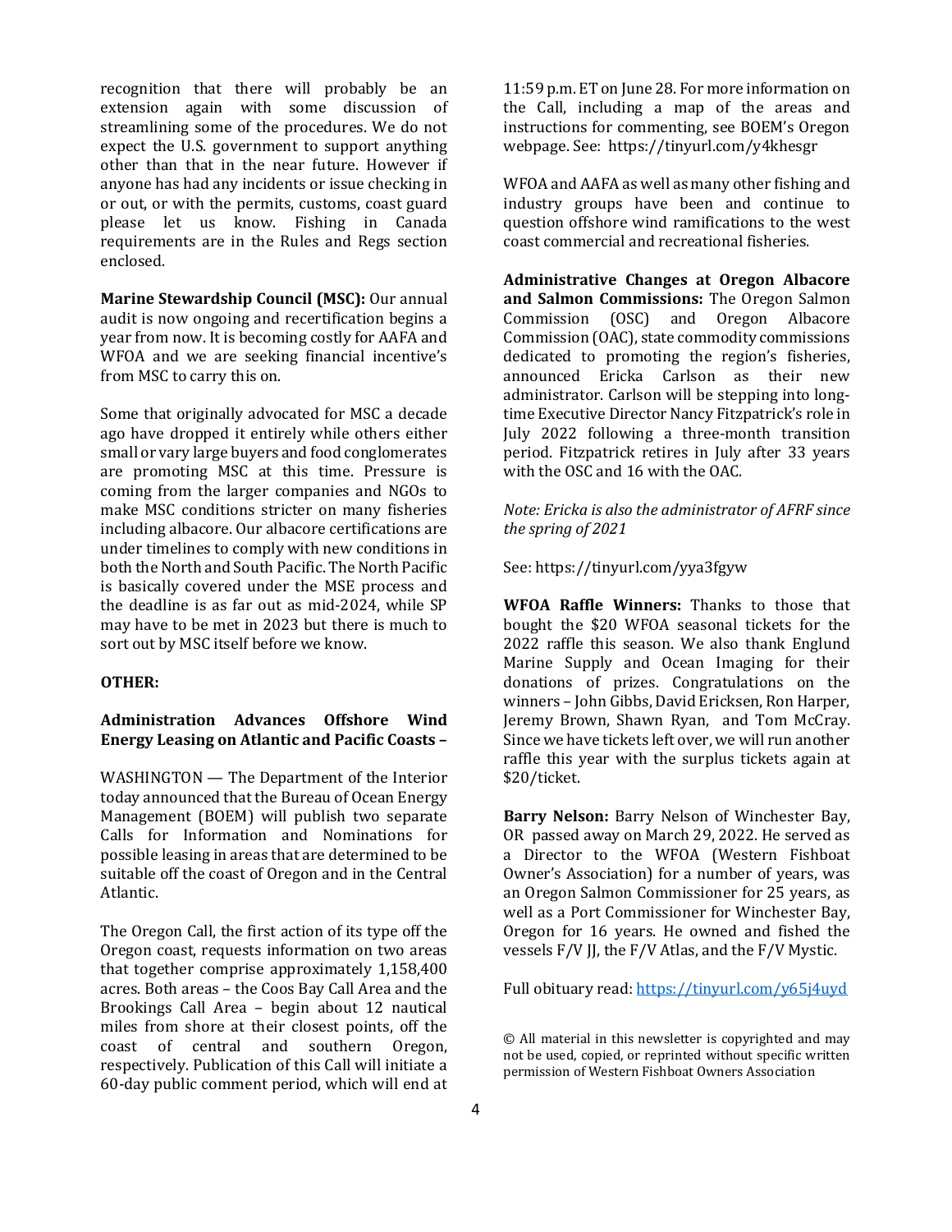recognition that there will probably be an extension again with some discussion of streamlining some of the procedures. We do not expect the U.S. government to support anything other than that in the near future. However if anyone has had any incidents or issue checking in or out, or with the permits, customs, coast guard please let us know. Fishing in Canada requirements are in the Rules and Regs section enclosed.

**Marine Stewardship Council (MSC):** Our annual audit is now ongoing and recertification begins a year from now. It is becoming costly for AAFA and WFOA and we are seeking financial incentive's from MSC to carry this on.

Some that originally advocated for MSC a decade ago have dropped it entirely while others either small or vary large buyers and food conglomerates are promoting MSC at this time. Pressure is coming from the larger companies and NGOs to make MSC conditions stricter on many fisheries including albacore. Our albacore certifications are under timelines to comply with new conditions in both the North and South Pacific. The North Pacific is basically covered under the MSE process and the deadline is as far out as mid-2024, while SP may have to be met in 2023 but there is much to sort out by MSC itself before we know.

**OTHER:**

**Administration Advances Offshore Wind Energy Leasing on Atlantic and Pacific Coasts –**

WASHINGTON — The Department of the Interior today announced that the Bureau of Ocean Energy Management (BOEM) will publish two separate Calls for Information and Nominations for possible leasing in areas that are determined to be suitable off the coast of Oregon and in the Central Atlantic.

The Oregon Call, the first action of its type off the Oregon coast, requests information on two areas that together comprise approximately 1,158,400 acres. Both areas – the Coos Bay Call Area and the Brookings Call Area – begin about 12 nautical miles from shore at their closest points, off the coast of central and southern Oregon, respectively. Publication of this Call will initiate a 60-day public comment period, which will end at 11:59 p.m. ET on June 28. For more information on the Call, including a map of the areas and instructions for commenting, see BOEM's Oregon webpage. See: https://tinyurl.com/y4khesgr

WFOA and AAFA as well as many other fishing and industry groups have been and continue to question offshore wind ramifications to the west coast commercial and recreational fisheries.

**Administrative Changes at Oregon Albacore and Salmon Commissions:** The Oregon Salmon Commission (OSC) and Oregon Albacore Commission (OAC), state commodity commissions dedicated to promoting the region's fisheries, announced Ericka Carlson as their new administrator. Carlson will be stepping into long-time Executive Director Nancy Fitzpatrick's role in July 2022 following a three-month transition period. Fitzpatrick retires in July after 33 years with the OSC and 16 with the OAC.

*Note: Ericka is also the administrator of AFRF since the spring of 2021*

See: https://tinyurl.com/yya3fgyw

**WFOA Raffle Winners:** Thanks to those that bought the $20 WFOA seasonal tickets for the 2022 raffle this season. We also thank Englund Marine Supply and Ocean Imaging for their donations of prizes. Congratulations on the winners – John Gibbs, David Ericksen, Ron Harper, Jeremy Brown, Shawn Ryan, and Tom McCray. Since we have tickets left over, we will run another raffle this year with the surplus tickets again at $20/ticket.

**Barry Nelson:** Barry Nelson of Winchester Bay, OR passed away on March 29, 2022. He served as a Director to the WFOA (Western Fishboat Owner's Association) for a number of years, was an Oregon Salmon Commissioner for 25 years, as well as a Port Commissioner for Winchester Bay, Oregon for 16 years. He owned and fished the vessels F/V JJ, the F/V Atlas, and the F/V Mystic.

Full obituary read: https://tinyurl.com/y65j4uyd

© All material in this newsletter is copyrighted and may not be used, copied, or reprinted without specific written permission of Western Fishboat Owners Association